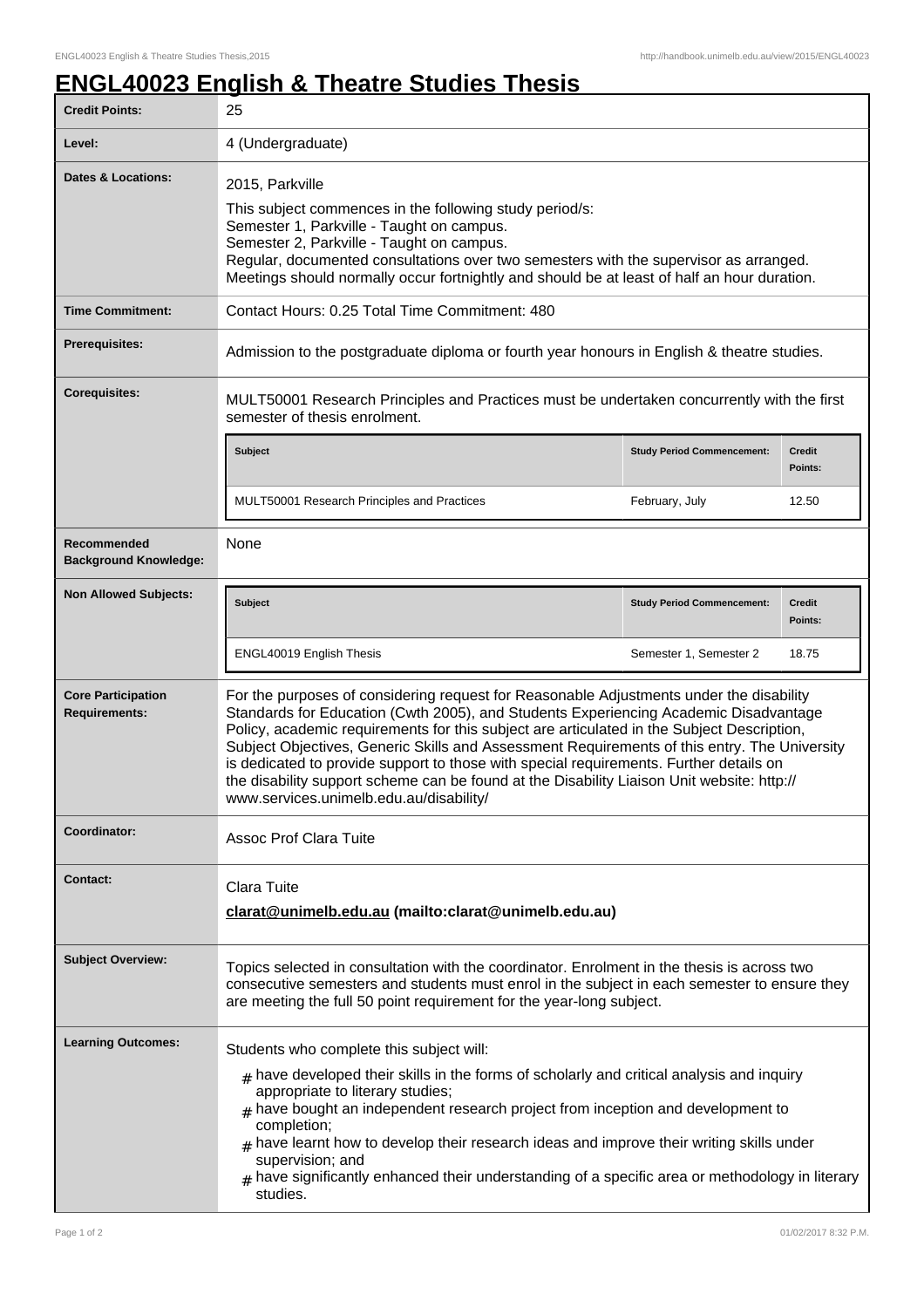# ENGL40023 English & Theatre Studies Thesis

| | |
|---|---|
| **Credit Points:** | 25 |
| **Level:** | 4 (Undergraduate) |
| **Dates & Locations:** | 2015, Parkville<br>This subject commences in the following study period/s:<br>Semester 1, Parkville - Taught on campus.<br>Semester 2, Parkville - Taught on campus.<br>Regular, documented consultations over two semesters with the supervisor as arranged. Meetings should normally occur fortnightly and should be at least of half an hour duration. |
| **Time Commitment:** | Contact Hours: 0.25 Total Time Commitment: 480 |
| **Prerequisites:** | Admission to the postgraduate diploma or fourth year honours in English & theatre studies. |
| **Corequisites:** | MULT50001 Research Principles and Practices must be undertaken concurrently with the first semester of thesis enrolment.<br><br>**Subject** / **Study Period Commencement** / **Credit Points:**<br>MULT50001 Research Principles and Practices / February, July / 12.50 |
| **Recommended Background Knowledge:** | None |
| **Non Allowed Subjects:** | **Subject** / **Study Period Commencement** / **Credit Points:**<br>ENGL40019 English Thesis / Semester 1, Semester 2 / 18.75 |
| **Core Participation Requirements:** | For the purposes of considering request for Reasonable Adjustments under the disability Standards for Education (Cwth 2005), and Students Experiencing Academic Disadvantage Policy, academic requirements for this subject are articulated in the Subject Description, Subject Objectives, Generic Skills and Assessment Requirements of this entry. The University is dedicated to provide support to those with special requirements. Further details on the disability support scheme can be found at the Disability Liaison Unit website: http://www.services.unimelb.edu.au/disability/ |
| **Coordinator:** | Assoc Prof Clara Tuite |
| **Contact:** | Clara Tuite<br>**clarat@unimelb.edu.au (mailto:clarat@unimelb.edu.au)** |
| **Subject Overview:** | Topics selected in consultation with the coordinator. Enrolment in the thesis is across two consecutive semesters and students must enrol in the subject in each semester to ensure they are meeting the full 50 point requirement for the year-long subject. |
| **Learning Outcomes:** | Students who complete this subject will:<br># have developed their skills in the forms of scholarly and critical analysis and inquiry appropriate to literary studies;<br># have bought an independent research project from inception and development to completion;<br># have learnt how to develop their research ideas and improve their writing skills under supervision; and<br># have significantly enhanced their understanding of a specific area or methodology in literary studies. |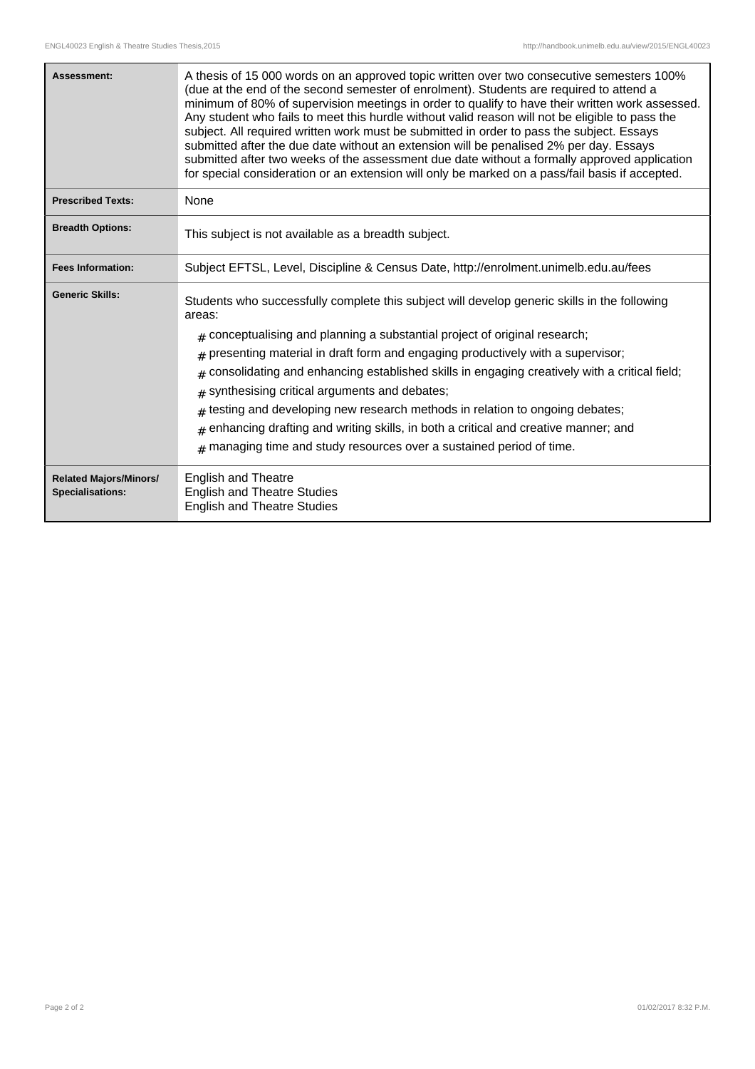| | |
|---|---|
| **Assessment:** | A thesis of 15 000 words on an approved topic written over two consecutive semesters 100% (due at the end of the second semester of enrolment). Students are required to attend a minimum of 80% of supervision meetings in order to qualify to have their written work assessed. Any student who fails to meet this hurdle without valid reason will not be eligible to pass the subject. All required written work must be submitted in order to pass the subject. Essays submitted after the due date without an extension will be penalised 2% per day. Essays submitted after two weeks of the assessment due date without a formally approved application for special consideration or an extension will only be marked on a pass/fail basis if accepted. |
| **Prescribed Texts:** | None |
| **Breadth Options:** | This subject is not available as a breadth subject. |
| **Fees Information:** | Subject EFTSL, Level, Discipline & Census Date, http://enrolment.unimelb.edu.au/fees |
| **Generic Skills:** | Students who successfully complete this subject will develop generic skills in the following areas:<br># conceptualising and planning a substantial project of original research;<br># presenting material in draft form and engaging productively with a supervisor;<br># consolidating and enhancing established skills in engaging creatively with a critical field;<br># synthesising critical arguments and debates;<br># testing and developing new research methods in relation to ongoing debates;<br># enhancing drafting and writing skills, in both a critical and creative manner; and<br># managing time and study resources over a sustained period of time. |
| **Related Majors/Minors/ Specialisations:** | English and Theatre<br>English and Theatre Studies<br>English and Theatre Studies |